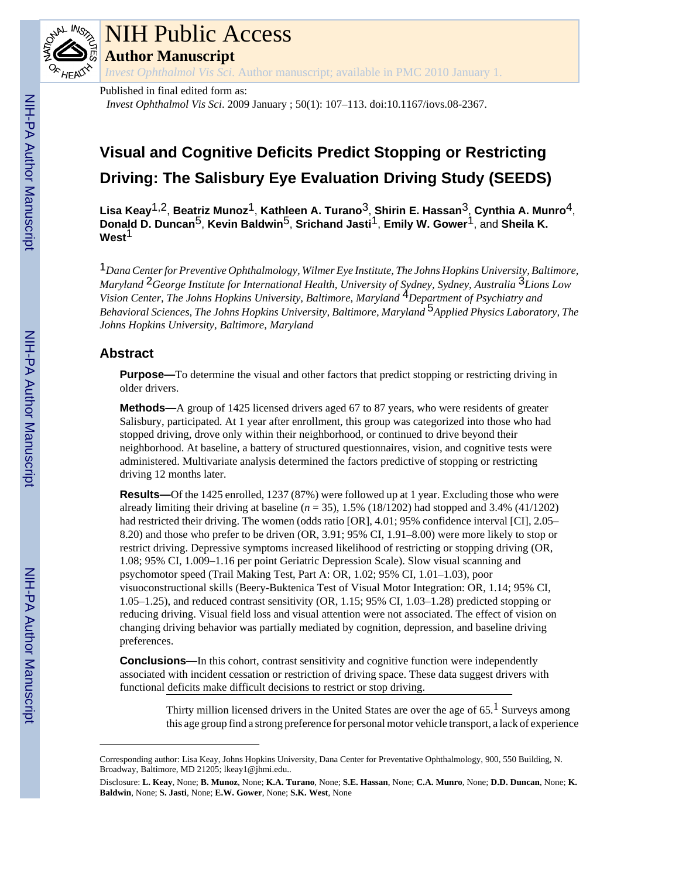# NIH Public Access

## Author Manuscript

*Invest Ophthalmol Vis Sci*. Author manuscript; available in PMC 2010 January 1.

Published in final edited form as:

*Invest Ophthalmol Vis Sci*. 2009 January ; 50(1): 107–113. doi:10.1167/iovs.08-2367.

# Visual and Cognitive Deficits Predict Stopping or Restricting Driving: The Salisbury Eye Evaluation Driving Study (SEEDS)

**Lisa Keay**[1,2], **Beatriz Munoz**[1], **Kathleen A. Turano**[3], **Shirin E. Hassan**[3], **Cynthia A. Munro**[4], **Donald D. Duncan**[5], **Kevin Baldwin**[5], **Srichand Jasti**[1], **Emily W. Gower**[1], and **Sheila K. West**[1]

[1]*Dana Center for Preventive Ophthalmology, Wilmer Eye Institute, The Johns Hopkins University, Baltimore, Maryland* [2]*George Institute for International Health, University of Sydney, Sydney, Australia* [3]*Lions Low Vision Center, The Johns Hopkins University, Baltimore, Maryland* [4]*Department of Psychiatry and Behavioral Sciences, The Johns Hopkins University, Baltimore, Maryland* [5]*Applied Physics Laboratory, The Johns Hopkins University, Baltimore, Maryland*

## Abstract

**Purpose—**To determine the visual and other factors that predict stopping or restricting driving in older drivers.

**Methods—**A group of 1425 licensed drivers aged 67 to 87 years, who were residents of greater Salisbury, participated. At 1 year after enrollment, this group was categorized into those who had stopped driving, drove only within their neighborhood, or continued to drive beyond their neighborhood. At baseline, a battery of structured questionnaires, vision, and cognitive tests were administered. Multivariate analysis determined the factors predictive of stopping or restricting driving 12 months later.

**Results—**Of the 1425 enrolled, 1237 (87%) were followed up at 1 year. Excluding those who were already limiting their driving at baseline ($n = 35$), 1.5% (18/1202) had stopped and 3.4% (41/1202) had restricted their driving. The women (odds ratio [OR], 4.01; 95% confidence interval [CI], 2.05–8.20) and those who prefer to be driven (OR, 3.91; 95% CI, 1.91–8.00) were more likely to stop or restrict driving. Depressive symptoms increased likelihood of restricting or stopping driving (OR, 1.08; 95% CI, 1.009–1.16 per point Geriatric Depression Scale). Slow visual scanning and psychomotor speed (Trail Making Test, Part A: OR, 1.02; 95% CI, 1.01–1.03), poor visuoconstructional skills (Beery-Buktenica Test of Visual Motor Integration: OR, 1.14; 95% CI, 1.05–1.25), and reduced contrast sensitivity (OR, 1.15; 95% CI, 1.03–1.28) predicted stopping or reducing driving. Visual field loss and visual attention were not associated. The effect of vision on changing driving behavior was partially mediated by cognition, depression, and baseline driving preferences.

**Conclusions—**In this cohort, contrast sensitivity and cognitive function were independently associated with incident cessation or restriction of driving space. These data suggest drivers with functional deficits make difficult decisions to restrict or stop driving.

Thirty million licensed drivers in the United States are over the age of 65.[1] Surveys among this age group find a strong preference for personal motor vehicle transport, a lack of experience

---

Corresponding author: Lisa Keay, Johns Hopkins University, Dana Center for Preventative Ophthalmology, 900, 550 Building, N. Broadway, Baltimore, MD 21205; lkeay1@jhmi.edu..

Disclosure: **L. Keay**, None; **B. Munoz**, None; **K.A. Turano**, None; **S.E. Hassan**, None; **C.A. Munro**, None; **D.D. Duncan**, None; **K. Baldwin**, None; **S. Jasti**, None; **E.W. Gower**, None; **S.K. West**, None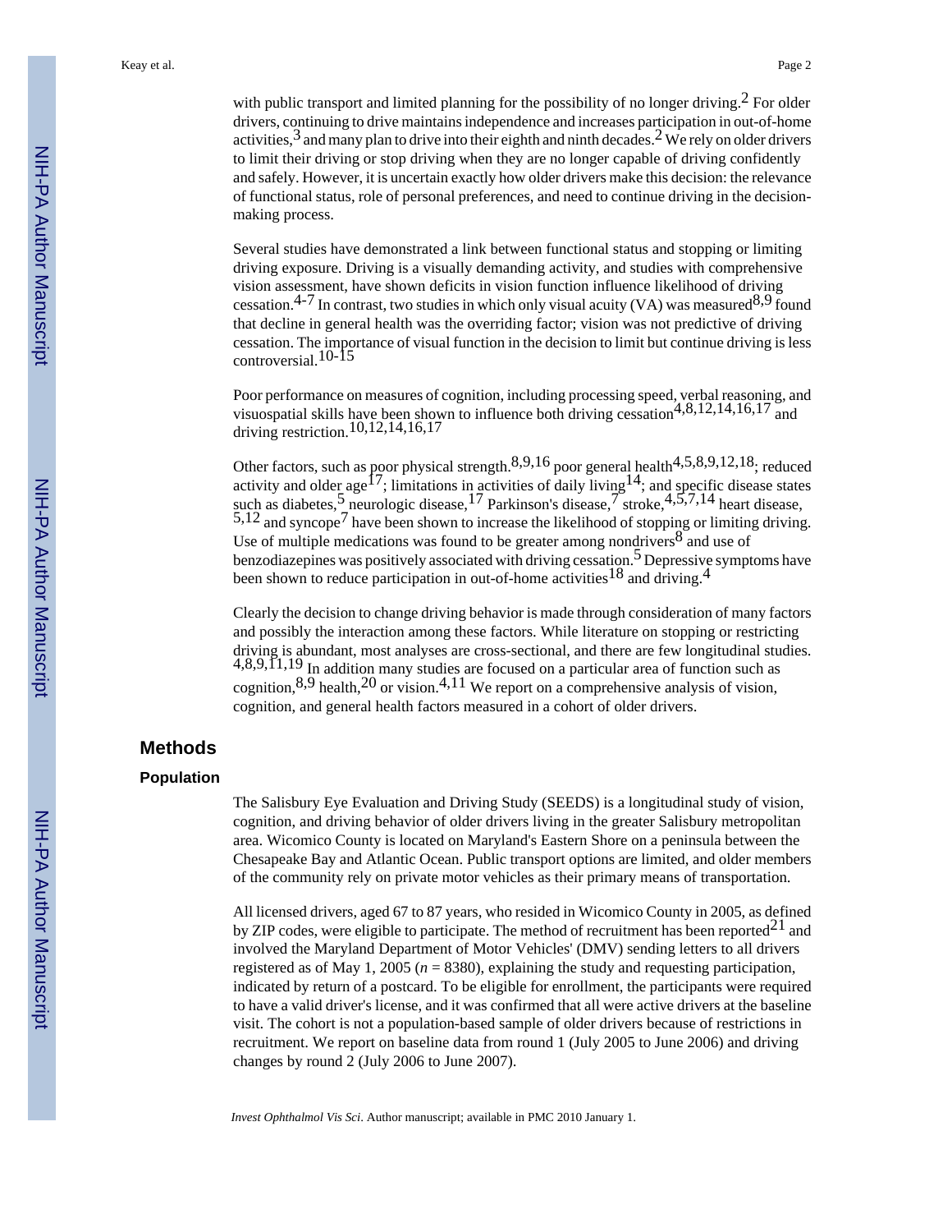with public transport and limited planning for the possibility of no longer driving.[2] For older drivers, continuing to drive maintains independence and increases participation in out-of-home activities,[3] and many plan to drive into their eighth and ninth decades.[2] We rely on older drivers to limit their driving or stop driving when they are no longer capable of driving confidently and safely. However, it is uncertain exactly how older drivers make this decision: the relevance of functional status, role of personal preferences, and need to continue driving in the decision-making process.

Several studies have demonstrated a link between functional status and stopping or limiting driving exposure. Driving is a visually demanding activity, and studies with comprehensive vision assessment, have shown deficits in vision function influence likelihood of driving cessation.[4-7] In contrast, two studies in which only visual acuity (VA) was measured[8,9] found that decline in general health was the overriding factor; vision was not predictive of driving cessation. The importance of visual function in the decision to limit but continue driving is less controversial.[10-15]

Poor performance on measures of cognition, including processing speed, verbal reasoning, and visuospatial skills have been shown to influence both driving cessation[4,8,12,14,16,17] and driving restriction.[10,12,14,16,17]

Other factors, such as poor physical strength.[8,9,16] poor general health[4,5,8,9,12,18]; reduced activity and older age[17]; limitations in activities of daily living[14]; and specific disease states such as diabetes,[5] neurologic disease,[17] Parkinson's disease,[7] stroke,[4,5,7,14] heart disease,[5,12] and syncope[7] have been shown to increase the likelihood of stopping or limiting driving. Use of multiple medications was found to be greater among nondrivers[8] and use of benzodiazepines was positively associated with driving cessation.[5] Depressive symptoms have been shown to reduce participation in out-of-home activities[18] and driving.[4]

Clearly the decision to change driving behavior is made through consideration of many factors and possibly the interaction among these factors. While literature on stopping or restricting driving is abundant, most analyses are cross-sectional, and there are few longitudinal studies.[4,8,9,11,19] In addition many studies are focused on a particular area of function such as cognition,[8,9] health,[20] or vision.[4,11] We report on a comprehensive analysis of vision, cognition, and general health factors measured in a cohort of older drivers.

## Methods

### Population

The Salisbury Eye Evaluation and Driving Study (SEEDS) is a longitudinal study of vision, cognition, and driving behavior of older drivers living in the greater Salisbury metropolitan area. Wicomico County is located on Maryland's Eastern Shore on a peninsula between the Chesapeake Bay and Atlantic Ocean. Public transport options are limited, and older members of the community rely on private motor vehicles as their primary means of transportation.

All licensed drivers, aged 67 to 87 years, who resided in Wicomico County in 2005, as defined by ZIP codes, were eligible to participate. The method of recruitment has been reported[21] and involved the Maryland Department of Motor Vehicles' (DMV) sending letters to all drivers registered as of May 1, 2005 ($n$ = 8380), explaining the study and requesting participation, indicated by return of a postcard. To be eligible for enrollment, the participants were required to have a valid driver's license, and it was confirmed that all were active drivers at the baseline visit. The cohort is not a population-based sample of older drivers because of restrictions in recruitment. We report on baseline data from round 1 (July 2005 to June 2006) and driving changes by round 2 (July 2006 to June 2007).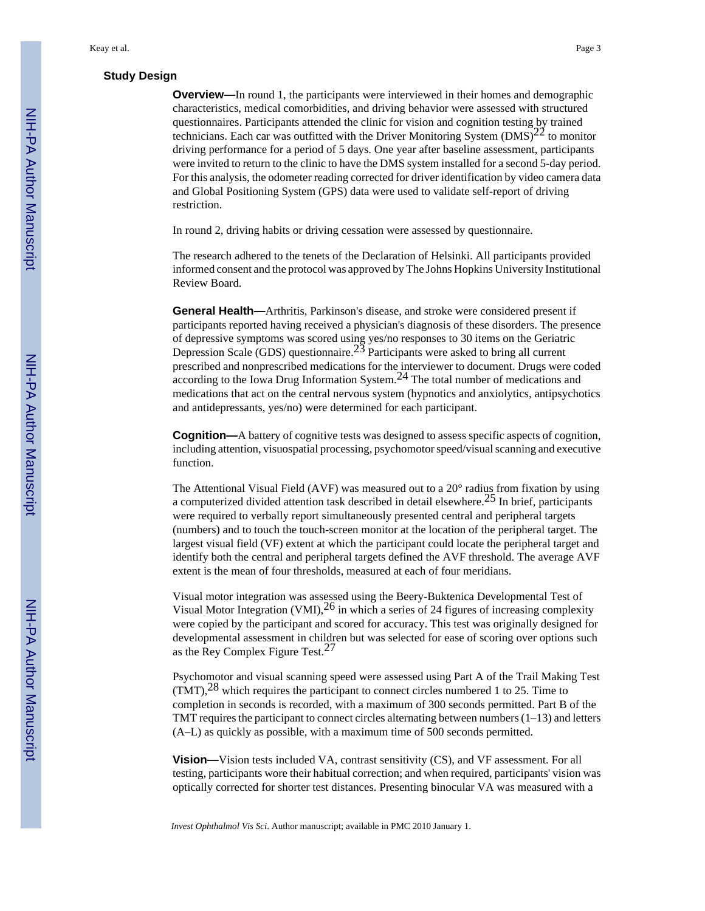### Study Design

**Overview—**In round 1, the participants were interviewed in their homes and demographic characteristics, medical comorbidities, and driving behavior were assessed with structured questionnaires. Participants attended the clinic for vision and cognition testing by trained technicians. Each car was outfitted with the Driver Monitoring System (DMS)[22] to monitor driving performance for a period of 5 days. One year after baseline assessment, participants were invited to return to the clinic to have the DMS system installed for a second 5-day period. For this analysis, the odometer reading corrected for driver identification by video camera data and Global Positioning System (GPS) data were used to validate self-report of driving restriction.

In round 2, driving habits or driving cessation were assessed by questionnaire.

The research adhered to the tenets of the Declaration of Helsinki. All participants provided informed consent and the protocol was approved by The Johns Hopkins University Institutional Review Board.

**General Health—**Arthritis, Parkinson's disease, and stroke were considered present if participants reported having received a physician's diagnosis of these disorders. The presence of depressive symptoms was scored using yes/no responses to 30 items on the Geriatric Depression Scale (GDS) questionnaire.[23] Participants were asked to bring all current prescribed and nonprescribed medications for the interviewer to document. Drugs were coded according to the Iowa Drug Information System.[24] The total number of medications and medications that act on the central nervous system (hypnotics and anxiolytics, antipsychotics and antidepressants, yes/no) were determined for each participant.

**Cognition—**A battery of cognitive tests was designed to assess specific aspects of cognition, including attention, visuospatial processing, psychomotor speed/visual scanning and executive function.

The Attentional Visual Field (AVF) was measured out to a 20° radius from fixation by using a computerized divided attention task described in detail elsewhere.[25] In brief, participants were required to verbally report simultaneously presented central and peripheral targets (numbers) and to touch the touch-screen monitor at the location of the peripheral target. The largest visual field (VF) extent at which the participant could locate the peripheral target and identify both the central and peripheral targets defined the AVF threshold. The average AVF extent is the mean of four thresholds, measured at each of four meridians.

Visual motor integration was assessed using the Beery-Buktenica Developmental Test of Visual Motor Integration (VMI),[26] in which a series of 24 figures of increasing complexity were copied by the participant and scored for accuracy. This test was originally designed for developmental assessment in children but was selected for ease of scoring over options such as the Rey Complex Figure Test.[27]

Psychomotor and visual scanning speed were assessed using Part A of the Trail Making Test (TMT),[28] which requires the participant to connect circles numbered 1 to 25. Time to completion in seconds is recorded, with a maximum of 300 seconds permitted. Part B of the TMT requires the participant to connect circles alternating between numbers (1–13) and letters (A–L) as quickly as possible, with a maximum time of 500 seconds permitted.

**Vision—**Vision tests included VA, contrast sensitivity (CS), and VF assessment. For all testing, participants wore their habitual correction; and when required, participants' vision was optically corrected for shorter test distances. Presenting binocular VA was measured with a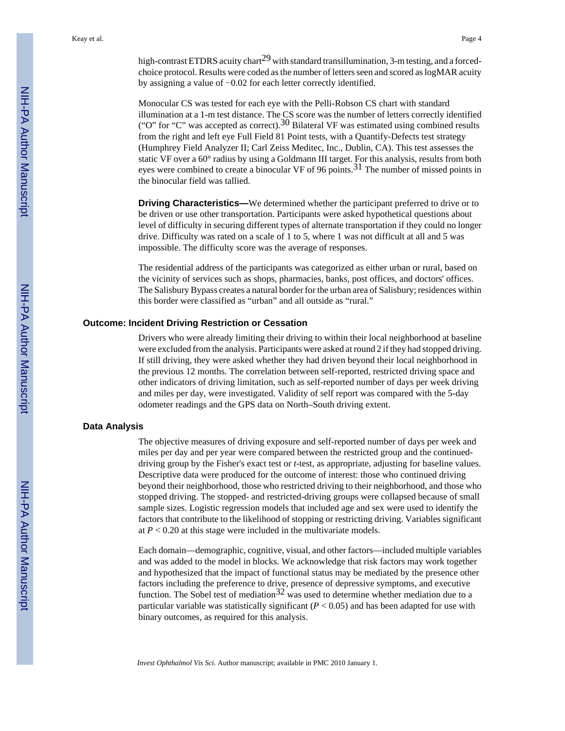high-contrast ETDRS acuity chart[29] with standard transillumination, 3-m testing, and a forced-choice protocol. Results were coded as the number of letters seen and scored as logMAR acuity by assigning a value of −0.02 for each letter correctly identified.

Monocular CS was tested for each eye with the Pelli-Robson CS chart with standard illumination at a 1-m test distance. The CS score was the number of letters correctly identified ("O" for "C" was accepted as correct).[30] Bilateral VF was estimated using combined results from the right and left eye Full Field 81 Point tests, with a Quantify-Defects test strategy (Humphrey Field Analyzer II; Carl Zeiss Meditec, Inc., Dublin, CA). This test assesses the static VF over a 60° radius by using a Goldmann III target. For this analysis, results from both eyes were combined to create a binocular VF of 96 points.[31] The number of missed points in the binocular field was tallied.

**Driving Characteristics—**We determined whether the participant preferred to drive or to be driven or use other transportation. Participants were asked hypothetical questions about level of difficulty in securing different types of alternate transportation if they could no longer drive. Difficulty was rated on a scale of 1 to 5, where 1 was not difficult at all and 5 was impossible. The difficulty score was the average of responses.

The residential address of the participants was categorized as either urban or rural, based on the vicinity of services such as shops, pharmacies, banks, post offices, and doctors' offices. The Salisbury Bypass creates a natural border for the urban area of Salisbury; residences within this border were classified as "urban" and all outside as "rural."

### Outcome: Incident Driving Restriction or Cessation

Drivers who were already limiting their driving to within their local neighborhood at baseline were excluded from the analysis. Participants were asked at round 2 if they had stopped driving. If still driving, they were asked whether they had driven beyond their local neighborhood in the previous 12 months. The correlation between self-reported, restricted driving space and other indicators of driving limitation, such as self-reported number of days per week driving and miles per day, were investigated. Validity of self report was compared with the 5-day odometer readings and the GPS data on North–South driving extent.

### Data Analysis

The objective measures of driving exposure and self-reported number of days per week and miles per day and per year were compared between the restricted group and the continued-driving group by the Fisher's exact test or *t*-test, as appropriate, adjusting for baseline values. Descriptive data were produced for the outcome of interest: those who continued driving beyond their neighborhood, those who restricted driving to their neighborhood, and those who stopped driving. The stopped- and restricted-driving groups were collapsed because of small sample sizes. Logistic regression models that included age and sex were used to identify the factors that contribute to the likelihood of stopping or restricting driving. Variables significant at $P < 0.20$ at this stage were included in the multivariate models.

Each domain—demographic, cognitive, visual, and other factors—included multiple variables and was added to the model in blocks. We acknowledge that risk factors may work together and hypothesized that the impact of functional status may be mediated by the presence other factors including the preference to drive, presence of depressive symptoms, and executive function. The Sobel test of mediation[32] was used to determine whether mediation due to a particular variable was statistically significant ($P < 0.05$) and has been adapted for use with binary outcomes, as required for this analysis.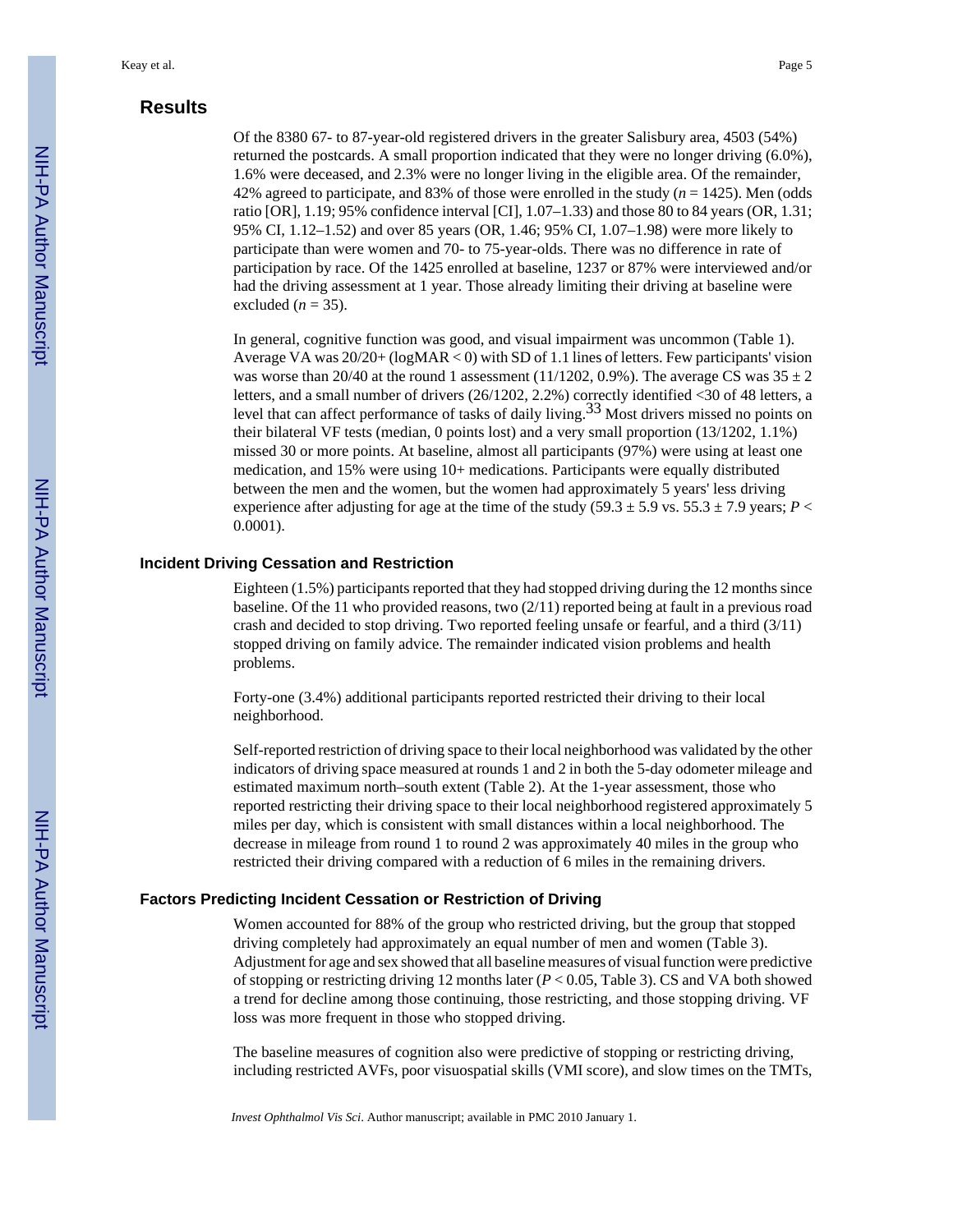## Results

Of the 8380 67- to 87-year-old registered drivers in the greater Salisbury area, 4503 (54%) returned the postcards. A small proportion indicated that they were no longer driving (6.0%), 1.6% were deceased, and 2.3% were no longer living in the eligible area. Of the remainder, 42% agreed to participate, and 83% of those were enrolled in the study ($n = 1425$). Men (odds ratio [OR], 1.19; 95% confidence interval [CI], 1.07–1.33) and those 80 to 84 years (OR, 1.31; 95% CI, 1.12–1.52) and over 85 years (OR, 1.46; 95% CI, 1.07–1.98) were more likely to participate than were women and 70- to 75-year-olds. There was no difference in rate of participation by race. Of the 1425 enrolled at baseline, 1237 or 87% were interviewed and/or had the driving assessment at 1 year. Those already limiting their driving at baseline were excluded ($n = 35$).

In general, cognitive function was good, and visual impairment was uncommon (Table 1). Average VA was 20/20+ (logMAR < 0) with SD of 1.1 lines of letters. Few participants' vision was worse than 20/40 at the round 1 assessment (11/1202, 0.9%). The average CS was $35 \pm 2$ letters, and a small number of drivers (26/1202, 2.2%) correctly identified <30 of 48 letters, a level that can affect performance of tasks of daily living.[33] Most drivers missed no points on their bilateral VF tests (median, 0 points lost) and a very small proportion (13/1202, 1.1%) missed 30 or more points. At baseline, almost all participants (97%) were using at least one medication, and 15% were using 10+ medications. Participants were equally distributed between the men and the women, but the women had approximately 5 years' less driving experience after adjusting for age at the time of the study ($59.3 \pm 5.9$ vs. $55.3 \pm 7.9$ years; $P < 0.0001$).

### Incident Driving Cessation and Restriction

Eighteen (1.5%) participants reported that they had stopped driving during the 12 months since baseline. Of the 11 who provided reasons, two (2/11) reported being at fault in a previous road crash and decided to stop driving. Two reported feeling unsafe or fearful, and a third (3/11) stopped driving on family advice. The remainder indicated vision problems and health problems.

Forty-one (3.4%) additional participants reported restricted their driving to their local neighborhood.

Self-reported restriction of driving space to their local neighborhood was validated by the other indicators of driving space measured at rounds 1 and 2 in both the 5-day odometer mileage and estimated maximum north–south extent (Table 2). At the 1-year assessment, those who reported restricting their driving space to their local neighborhood registered approximately 5 miles per day, which is consistent with small distances within a local neighborhood. The decrease in mileage from round 1 to round 2 was approximately 40 miles in the group who restricted their driving compared with a reduction of 6 miles in the remaining drivers.

### Factors Predicting Incident Cessation or Restriction of Driving

Women accounted for 88% of the group who restricted driving, but the group that stopped driving completely had approximately an equal number of men and women (Table 3). Adjustment for age and sex showed that all baseline measures of visual function were predictive of stopping or restricting driving 12 months later ($P < 0.05$, Table 3). CS and VA both showed a trend for decline among those continuing, those restricting, and those stopping driving. VF loss was more frequent in those who stopped driving.

The baseline measures of cognition also were predictive of stopping or restricting driving, including restricted AVFs, poor visuospatial skills (VMI score), and slow times on the TMTs,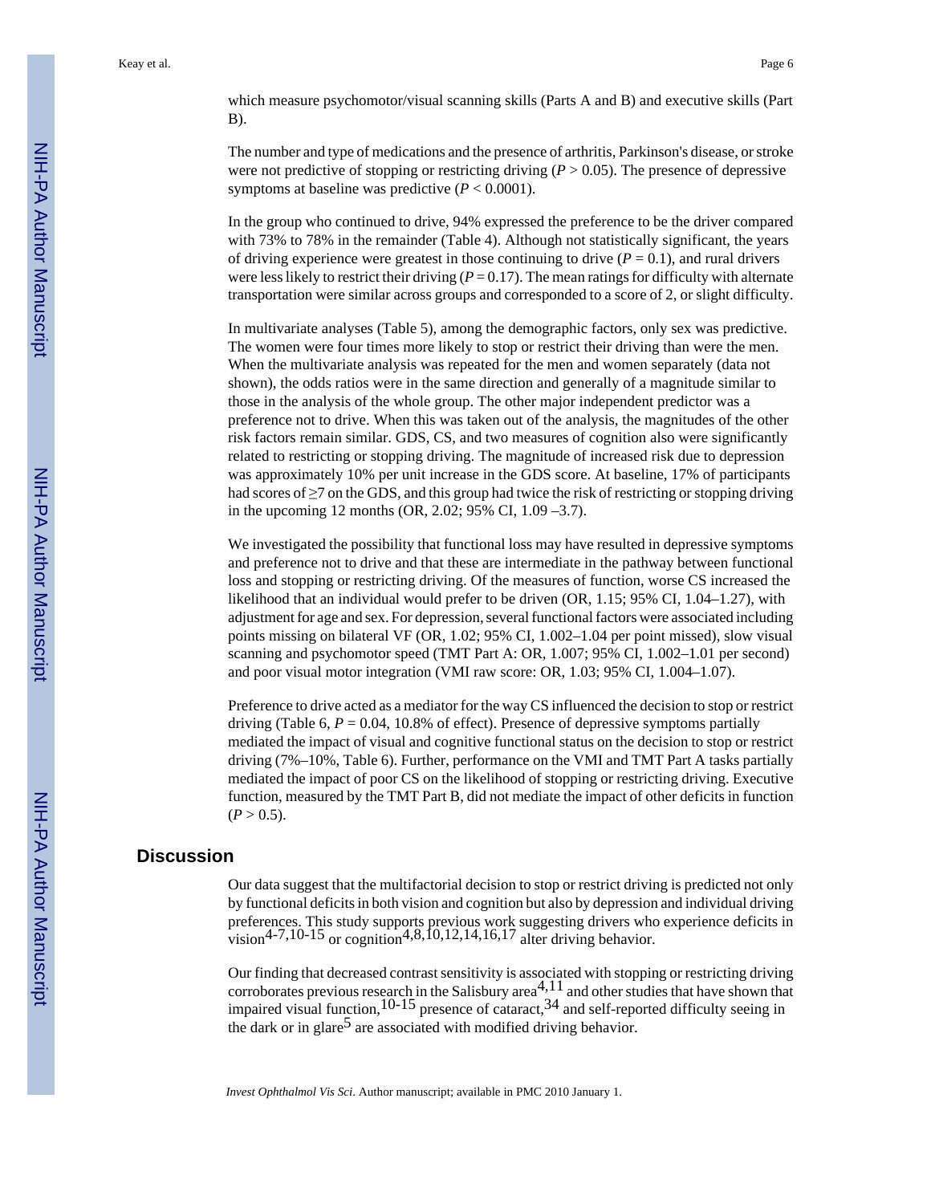which measure psychomotor/visual scanning skills (Parts A and B) and executive skills (Part B).

The number and type of medications and the presence of arthritis, Parkinson's disease, or stroke were not predictive of stopping or restricting driving ($P > 0.05$). The presence of depressive symptoms at baseline was predictive ($P < 0.0001$).

In the group who continued to drive, 94% expressed the preference to be the driver compared with 73% to 78% in the remainder (Table 4). Although not statistically significant, the years of driving experience were greatest in those continuing to drive ($P = 0.1$), and rural drivers were less likely to restrict their driving ($P = 0.17$). The mean ratings for difficulty with alternate transportation were similar across groups and corresponded to a score of 2, or slight difficulty.

In multivariate analyses (Table 5), among the demographic factors, only sex was predictive. The women were four times more likely to stop or restrict their driving than were the men. When the multivariate analysis was repeated for the men and women separately (data not shown), the odds ratios were in the same direction and generally of a magnitude similar to those in the analysis of the whole group. The other major independent predictor was a preference not to drive. When this was taken out of the analysis, the magnitudes of the other risk factors remain similar. GDS, CS, and two measures of cognition also were significantly related to restricting or stopping driving. The magnitude of increased risk due to depression was approximately 10% per unit increase in the GDS score. At baseline, 17% of participants had scores of ≥7 on the GDS, and this group had twice the risk of restricting or stopping driving in the upcoming 12 months (OR, 2.02; 95% CI, 1.09 –3.7).

We investigated the possibility that functional loss may have resulted in depressive symptoms and preference not to drive and that these are intermediate in the pathway between functional loss and stopping or restricting driving. Of the measures of function, worse CS increased the likelihood that an individual would prefer to be driven (OR, 1.15; 95% CI, 1.04–1.27), with adjustment for age and sex. For depression, several functional factors were associated including points missing on bilateral VF (OR, 1.02; 95% CI, 1.002–1.04 per point missed), slow visual scanning and psychomotor speed (TMT Part A: OR, 1.007; 95% CI, 1.002–1.01 per second) and poor visual motor integration (VMI raw score: OR, 1.03; 95% CI, 1.004–1.07).

Preference to drive acted as a mediator for the way CS influenced the decision to stop or restrict driving (Table 6, $P = 0.04$, 10.8% of effect). Presence of depressive symptoms partially mediated the impact of visual and cognitive functional status on the decision to stop or restrict driving (7%–10%, Table 6). Further, performance on the VMI and TMT Part A tasks partially mediated the impact of poor CS on the likelihood of stopping or restricting driving. Executive function, measured by the TMT Part B, did not mediate the impact of other deficits in function ($P > 0.5$).

## Discussion

Our data suggest that the multifactorial decision to stop or restrict driving is predicted not only by functional deficits in both vision and cognition but also by depression and individual driving preferences. This study supports previous work suggesting drivers who experience deficits in vision[4-7,10-15] or cognition[4,8,10,12,14,16,17] alter driving behavior.

Our finding that decreased contrast sensitivity is associated with stopping or restricting driving corroborates previous research in the Salisbury area[4,11] and other studies that have shown that impaired visual function,[10-15] presence of cataract,[34] and self-reported difficulty seeing in the dark or in glare[5] are associated with modified driving behavior.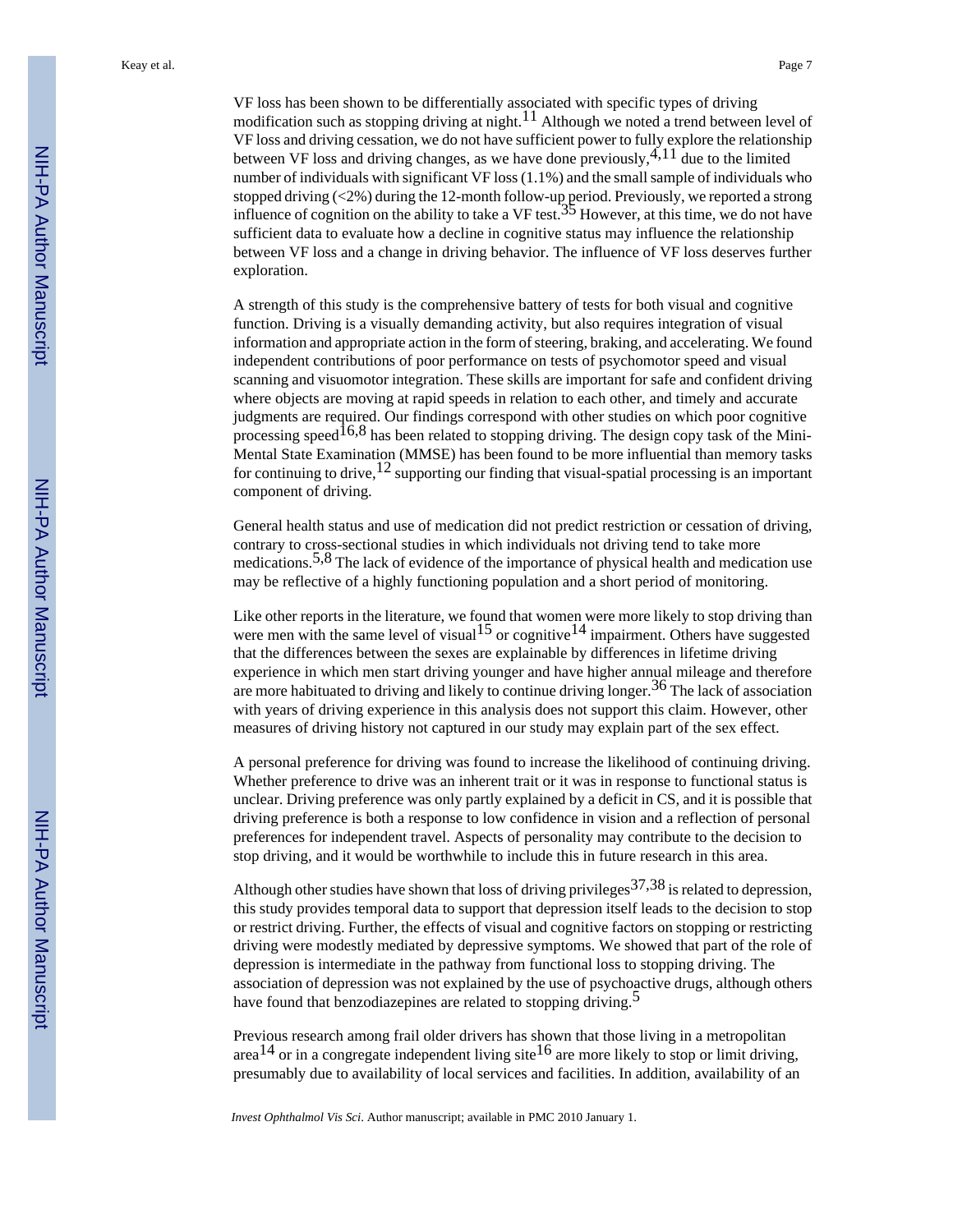VF loss has been shown to be differentially associated with specific types of driving modification such as stopping driving at night.[11] Although we noted a trend between level of VF loss and driving cessation, we do not have sufficient power to fully explore the relationship between VF loss and driving changes, as we have done previously,[4,11] due to the limited number of individuals with significant VF loss (1.1%) and the small sample of individuals who stopped driving (<2%) during the 12-month follow-up period. Previously, we reported a strong influence of cognition on the ability to take a VF test.[35] However, at this time, we do not have sufficient data to evaluate how a decline in cognitive status may influence the relationship between VF loss and a change in driving behavior. The influence of VF loss deserves further exploration.

A strength of this study is the comprehensive battery of tests for both visual and cognitive function. Driving is a visually demanding activity, but also requires integration of visual information and appropriate action in the form of steering, braking, and accelerating. We found independent contributions of poor performance on tests of psychomotor speed and visual scanning and visuomotor integration. These skills are important for safe and confident driving where objects are moving at rapid speeds in relation to each other, and timely and accurate judgments are required. Our findings correspond with other studies on which poor cognitive processing speed[16,8] has been related to stopping driving. The design copy task of the Mini-Mental State Examination (MMSE) has been found to be more influential than memory tasks for continuing to drive,[12] supporting our finding that visual-spatial processing is an important component of driving.

General health status and use of medication did not predict restriction or cessation of driving, contrary to cross-sectional studies in which individuals not driving tend to take more medications.[5,8] The lack of evidence of the importance of physical health and medication use may be reflective of a highly functioning population and a short period of monitoring.

Like other reports in the literature, we found that women were more likely to stop driving than were men with the same level of visual[15] or cognitive[14] impairment. Others have suggested that the differences between the sexes are explainable by differences in lifetime driving experience in which men start driving younger and have higher annual mileage and therefore are more habituated to driving and likely to continue driving longer.[36] The lack of association with years of driving experience in this analysis does not support this claim. However, other measures of driving history not captured in our study may explain part of the sex effect.

A personal preference for driving was found to increase the likelihood of continuing driving. Whether preference to drive was an inherent trait or it was in response to functional status is unclear. Driving preference was only partly explained by a deficit in CS, and it is possible that driving preference is both a response to low confidence in vision and a reflection of personal preferences for independent travel. Aspects of personality may contribute to the decision to stop driving, and it would be worthwhile to include this in future research in this area.

Although other studies have shown that loss of driving privileges[37,38] is related to depression, this study provides temporal data to support that depression itself leads to the decision to stop or restrict driving. Further, the effects of visual and cognitive factors on stopping or restricting driving were modestly mediated by depressive symptoms. We showed that part of the role of depression is intermediate in the pathway from functional loss to stopping driving. The association of depression was not explained by the use of psychoactive drugs, although others have found that benzodiazepines are related to stopping driving.[5]

Previous research among frail older drivers has shown that those living in a metropolitan area[14] or in a congregate independent living site[16] are more likely to stop or limit driving, presumably due to availability of local services and facilities. In addition, availability of an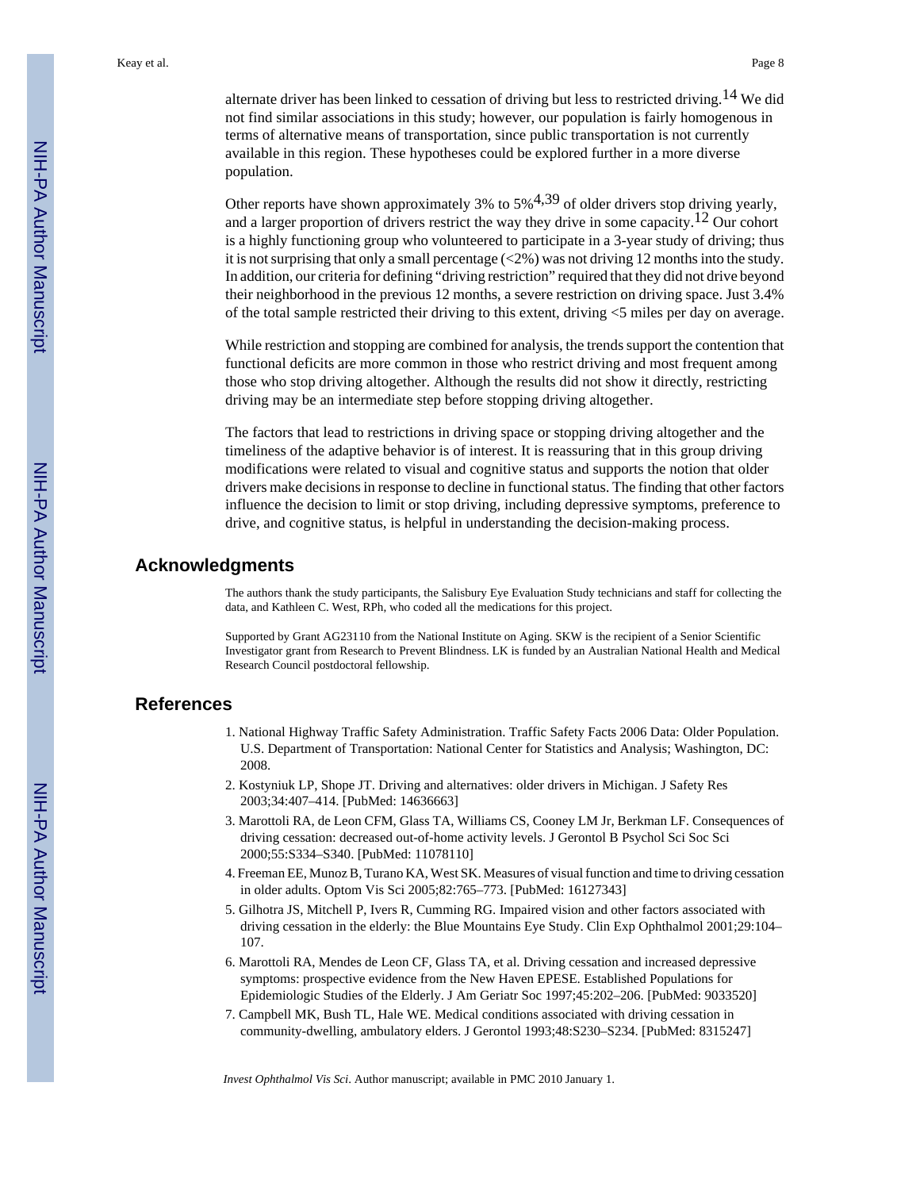alternate driver has been linked to cessation of driving but less to restricted driving.[14] We did not find similar associations in this study; however, our population is fairly homogenous in terms of alternative means of transportation, since public transportation is not currently available in this region. These hypotheses could be explored further in a more diverse population.

Other reports have shown approximately 3% to 5%[4,39] of older drivers stop driving yearly, and a larger proportion of drivers restrict the way they drive in some capacity.[12] Our cohort is a highly functioning group who volunteered to participate in a 3-year study of driving; thus it is not surprising that only a small percentage (<2%) was not driving 12 months into the study. In addition, our criteria for defining "driving restriction" required that they did not drive beyond their neighborhood in the previous 12 months, a severe restriction on driving space. Just 3.4% of the total sample restricted their driving to this extent, driving <5 miles per day on average.

While restriction and stopping are combined for analysis, the trends support the contention that functional deficits are more common in those who restrict driving and most frequent among those who stop driving altogether. Although the results did not show it directly, restricting driving may be an intermediate step before stopping driving altogether.

The factors that lead to restrictions in driving space or stopping driving altogether and the timeliness of the adaptive behavior is of interest. It is reassuring that in this group driving modifications were related to visual and cognitive status and supports the notion that older drivers make decisions in response to decline in functional status. The finding that other factors influence the decision to limit or stop driving, including depressive symptoms, preference to drive, and cognitive status, is helpful in understanding the decision-making process.

## Acknowledgments

The authors thank the study participants, the Salisbury Eye Evaluation Study technicians and staff for collecting the data, and Kathleen C. West, RPh, who coded all the medications for this project.

Supported by Grant AG23110 from the National Institute on Aging. SKW is the recipient of a Senior Scientific Investigator grant from Research to Prevent Blindness. LK is funded by an Australian National Health and Medical Research Council postdoctoral fellowship.

## References

1. National Highway Traffic Safety Administration. Traffic Safety Facts 2006 Data: Older Population. U.S. Department of Transportation: National Center for Statistics and Analysis; Washington, DC: 2008.
2. Kostyniuk LP, Shope JT. Driving and alternatives: older drivers in Michigan. J Safety Res 2003;34:407–414. [PubMed: 14636663]
3. Marottoli RA, de Leon CFM, Glass TA, Williams CS, Cooney LM Jr, Berkman LF. Consequences of driving cessation: decreased out-of-home activity levels. J Gerontol B Psychol Sci Soc Sci 2000;55:S334–S340. [PubMed: 11078110]
4. Freeman EE, Munoz B, Turano KA, West SK. Measures of visual function and time to driving cessation in older adults. Optom Vis Sci 2005;82:765–773. [PubMed: 16127343]
5. Gilhotra JS, Mitchell P, Ivers R, Cumming RG. Impaired vision and other factors associated with driving cessation in the elderly: the Blue Mountains Eye Study. Clin Exp Ophthalmol 2001;29:104–107.
6. Marottoli RA, Mendes de Leon CF, Glass TA, et al. Driving cessation and increased depressive symptoms: prospective evidence from the New Haven EPESE. Established Populations for Epidemiologic Studies of the Elderly. J Am Geriatr Soc 1997;45:202–206. [PubMed: 9033520]
7. Campbell MK, Bush TL, Hale WE. Medical conditions associated with driving cessation in community-dwelling, ambulatory elders. J Gerontol 1993;48:S230–S234. [PubMed: 8315247]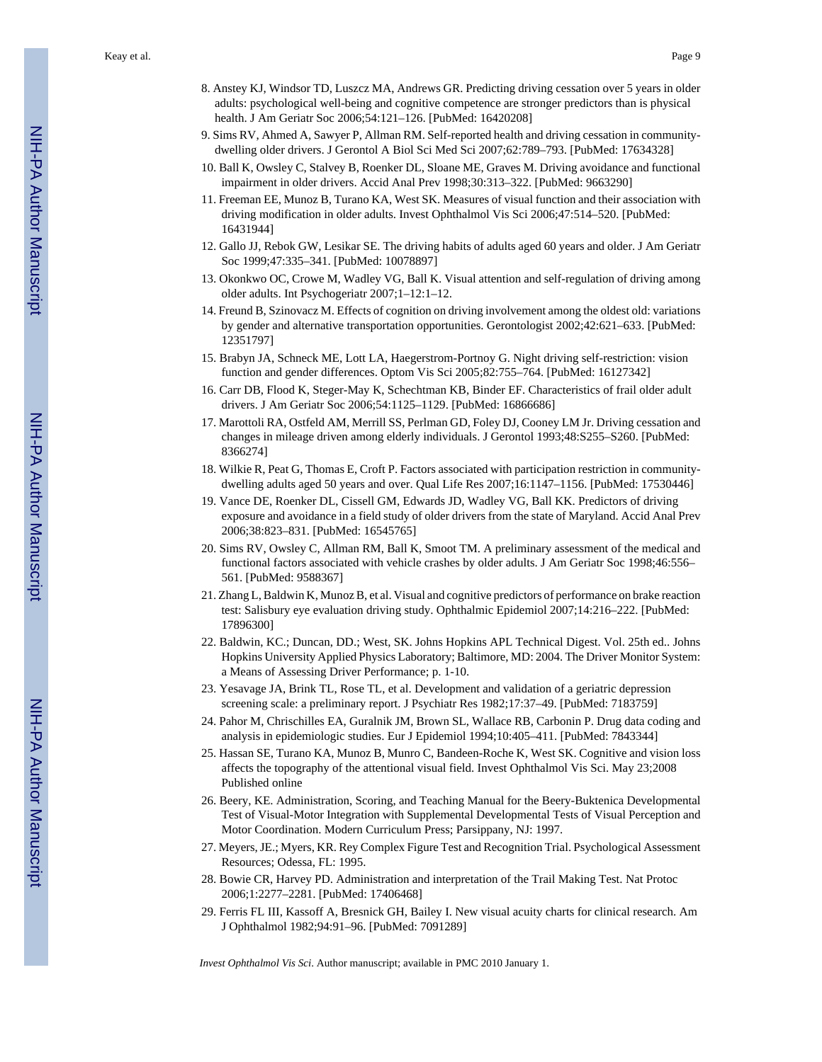8. Anstey KJ, Windsor TD, Luszcz MA, Andrews GR. Predicting driving cessation over 5 years in older adults: psychological well-being and cognitive competence are stronger predictors than is physical health. J Am Geriatr Soc 2006;54:121–126. [PubMed: 16420208]
9. Sims RV, Ahmed A, Sawyer P, Allman RM. Self-reported health and driving cessation in community-dwelling older drivers. J Gerontol A Biol Sci Med Sci 2007;62:789–793. [PubMed: 17634328]
10. Ball K, Owsley C, Stalvey B, Roenker DL, Sloane ME, Graves M. Driving avoidance and functional impairment in older drivers. Accid Anal Prev 1998;30:313–322. [PubMed: 9663290]
11. Freeman EE, Munoz B, Turano KA, West SK. Measures of visual function and their association with driving modification in older adults. Invest Ophthalmol Vis Sci 2006;47:514–520. [PubMed: 16431944]
12. Gallo JJ, Rebok GW, Lesikar SE. The driving habits of adults aged 60 years and older. J Am Geriatr Soc 1999;47:335–341. [PubMed: 10078897]
13. Okonkwo OC, Crowe M, Wadley VG, Ball K. Visual attention and self-regulation of driving among older adults. Int Psychogeriatr 2007;1–12:1–12.
14. Freund B, Szinovacz M. Effects of cognition on driving involvement among the oldest old: variations by gender and alternative transportation opportunities. Gerontologist 2002;42:621–633. [PubMed: 12351797]
15. Brabyn JA, Schneck ME, Lott LA, Haegerstrom-Portnoy G. Night driving self-restriction: vision function and gender differences. Optom Vis Sci 2005;82:755–764. [PubMed: 16127342]
16. Carr DB, Flood K, Steger-May K, Schechtman KB, Binder EF. Characteristics of frail older adult drivers. J Am Geriatr Soc 2006;54:1125–1129. [PubMed: 16866686]
17. Marottoli RA, Ostfeld AM, Merrill SS, Perlman GD, Foley DJ, Cooney LM Jr. Driving cessation and changes in mileage driven among elderly individuals. J Gerontol 1993;48:S255–S260. [PubMed: 8366274]
18. Wilkie R, Peat G, Thomas E, Croft P. Factors associated with participation restriction in community-dwelling adults aged 50 years and over. Qual Life Res 2007;16:1147–1156. [PubMed: 17530446]
19. Vance DE, Roenker DL, Cissell GM, Edwards JD, Wadley VG, Ball KK. Predictors of driving exposure and avoidance in a field study of older drivers from the state of Maryland. Accid Anal Prev 2006;38:823–831. [PubMed: 16545765]
20. Sims RV, Owsley C, Allman RM, Ball K, Smoot TM. A preliminary assessment of the medical and functional factors associated with vehicle crashes by older adults. J Am Geriatr Soc 1998;46:556–561. [PubMed: 9588367]
21. Zhang L, Baldwin K, Munoz B, et al. Visual and cognitive predictors of performance on brake reaction test: Salisbury eye evaluation driving study. Ophthalmic Epidemiol 2007;14:216–222. [PubMed: 17896300]
22. Baldwin, KC.; Duncan, DD.; West, SK. Johns Hopkins APL Technical Digest. Vol. 25th ed.. Johns Hopkins University Applied Physics Laboratory; Baltimore, MD: 2004. The Driver Monitor System: a Means of Assessing Driver Performance; p. 1-10.
23. Yesavage JA, Brink TL, Rose TL, et al. Development and validation of a geriatric depression screening scale: a preliminary report. J Psychiatr Res 1982;17:37–49. [PubMed: 7183759]
24. Pahor M, Chrischilles EA, Guralnik JM, Brown SL, Wallace RB, Carbonin P. Drug data coding and analysis in epidemiologic studies. Eur J Epidemiol 1994;10:405–411. [PubMed: 7843344]
25. Hassan SE, Turano KA, Munoz B, Munro C, Bandeen-Roche K, West SK. Cognitive and vision loss affects the topography of the attentional visual field. Invest Ophthalmol Vis Sci. May 23;2008 Published online
26. Beery, KE. Administration, Scoring, and Teaching Manual for the Beery-Buktenica Developmental Test of Visual-Motor Integration with Supplemental Developmental Tests of Visual Perception and Motor Coordination. Modern Curriculum Press; Parsippany, NJ: 1997.
27. Meyers, JE.; Myers, KR. Rey Complex Figure Test and Recognition Trial. Psychological Assessment Resources; Odessa, FL: 1995.
28. Bowie CR, Harvey PD. Administration and interpretation of the Trail Making Test. Nat Protoc 2006;1:2277–2281. [PubMed: 17406468]
29. Ferris FL III, Kassoff A, Bresnick GH, Bailey I. New visual acuity charts for clinical research. Am J Ophthalmol 1982;94:91–96. [PubMed: 7091289]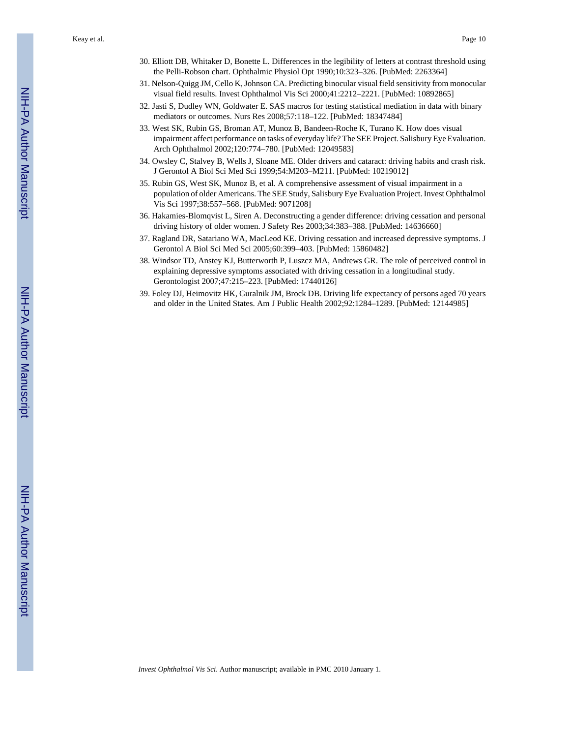30. Elliott DB, Whitaker D, Bonette L. Differences in the legibility of letters at contrast threshold using the Pelli-Robson chart. Ophthalmic Physiol Opt 1990;10:323–326. [PubMed: 2263364]
31. Nelson-Quigg JM, Cello K, Johnson CA. Predicting binocular visual field sensitivity from monocular visual field results. Invest Ophthalmol Vis Sci 2000;41:2212–2221. [PubMed: 10892865]
32. Jasti S, Dudley WN, Goldwater E. SAS macros for testing statistical mediation in data with binary mediators or outcomes. Nurs Res 2008;57:118–122. [PubMed: 18347484]
33. West SK, Rubin GS, Broman AT, Munoz B, Bandeen-Roche K, Turano K. How does visual impairment affect performance on tasks of everyday life? The SEE Project. Salisbury Eye Evaluation. Arch Ophthalmol 2002;120:774–780. [PubMed: 12049583]
34. Owsley C, Stalvey B, Wells J, Sloane ME. Older drivers and cataract: driving habits and crash risk. J Gerontol A Biol Sci Med Sci 1999;54:M203–M211. [PubMed: 10219012]
35. Rubin GS, West SK, Munoz B, et al. A comprehensive assessment of visual impairment in a population of older Americans. The SEE Study, Salisbury Eye Evaluation Project. Invest Ophthalmol Vis Sci 1997;38:557–568. [PubMed: 9071208]
36. Hakamies-Blomqvist L, Siren A. Deconstructing a gender difference: driving cessation and personal driving history of older women. J Safety Res 2003;34:383–388. [PubMed: 14636660]
37. Ragland DR, Satariano WA, MacLeod KE. Driving cessation and increased depressive symptoms. J Gerontol A Biol Sci Med Sci 2005;60:399–403. [PubMed: 15860482]
38. Windsor TD, Anstey KJ, Butterworth P, Luszcz MA, Andrews GR. The role of perceived control in explaining depressive symptoms associated with driving cessation in a longitudinal study. Gerontologist 2007;47:215–223. [PubMed: 17440126]
39. Foley DJ, Heimovitz HK, Guralnik JM, Brock DB. Driving life expectancy of persons aged 70 years and older in the United States. Am J Public Health 2002;92:1284–1289. [PubMed: 12144985]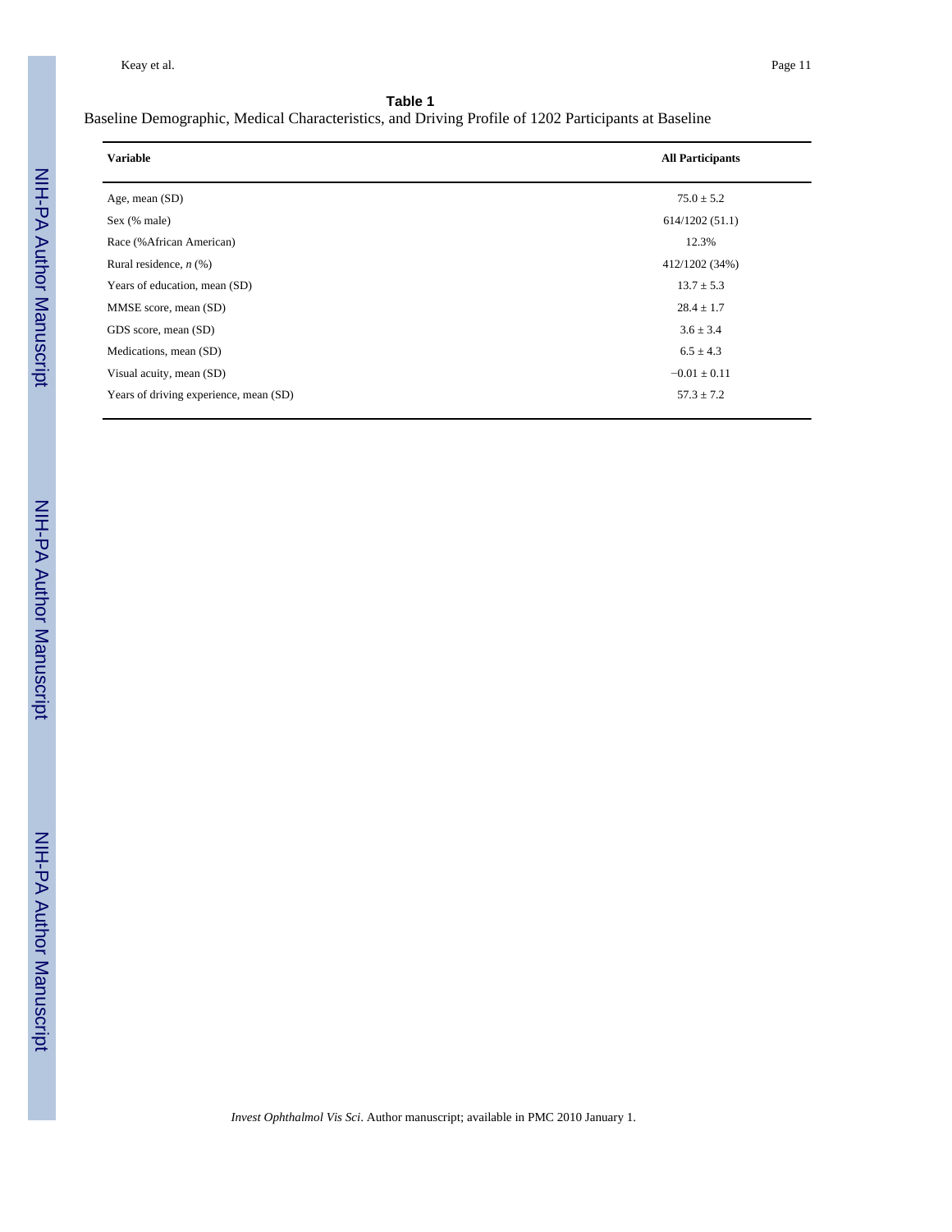**Table 1**

Baseline Demographic, Medical Characteristics, and Driving Profile of 1202 Participants at Baseline

| Variable | All Participants |
| --- | --- |
| Age, mean (SD) | 75.0 ± 5.2 |
| Sex (% male) | 614/1202 (51.1) |
| Race (%African American) | 12.3% |
| Rural residence, *n* (%) | 412/1202 (34%) |
| Years of education, mean (SD) | 13.7 ± 5.3 |
| MMSE score, mean (SD) | 28.4 ± 1.7 |
| GDS score, mean (SD) | 3.6 ± 3.4 |
| Medications, mean (SD) | 6.5 ± 4.3 |
| Visual acuity, mean (SD) | −0.01 ± 0.11 |
| Years of driving experience, mean (SD) | 57.3 ± 7.2 |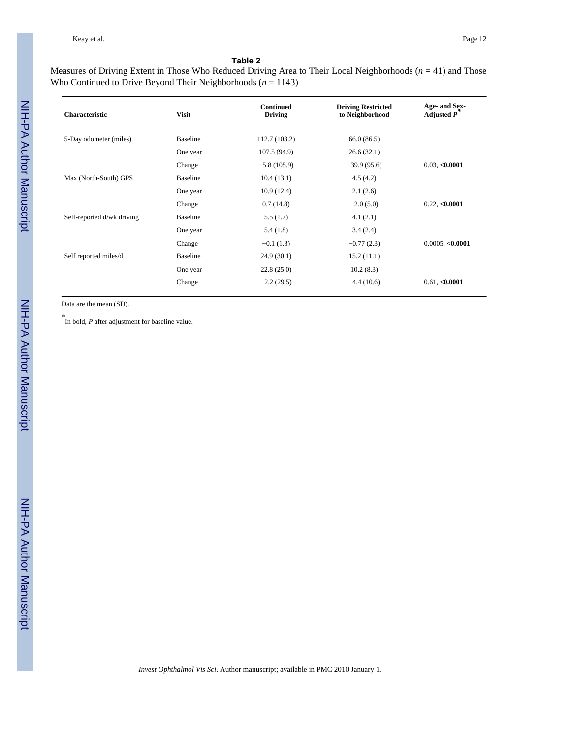**Table 2**

Measures of Driving Extent in Those Who Reduced Driving Area to Their Local Neighborhoods (*n* = 41) and Those Who Continued to Drive Beyond Their Neighborhoods (*n* = 1143)

| Characteristic | Visit | Continued Driving | Driving Restricted to Neighborhood | Age- and Sex-Adjusted *P*[*] |
|---|---|---|---|---|
| 5-Day odometer (miles) | Baseline | 112.7 (103.2) | 66.0 (86.5) | |
| | One year | 107.5 (94.9) | 26.6 (32.1) | |
| | Change | −5.8 (105.9) | −39.9 (95.6) | 0.03, **<0.0001** |
| Max (North-South) GPS | Baseline | 10.4 (13.1) | 4.5 (4.2) | |
| | One year | 10.9 (12.4) | 2.1 (2.6) | |
| | Change | 0.7 (14.8) | −2.0 (5.0) | 0.22, **<0.0001** |
| Self-reported d/wk driving | Baseline | 5.5 (1.7) | 4.1 (2.1) | |
| | One year | 5.4 (1.8) | 3.4 (2.4) | |
| | Change | −0.1 (1.3) | −0.77 (2.3) | 0.0005, **<0.0001** |
| Self reported miles/d | Baseline | 24.9 (30.1) | 15.2 (11.1) | |
| | One year | 22.8 (25.0) | 10.2 (8.3) | |
| | Change | −2.2 (29.5) | −4.4 (10.6) | 0.61, **<0.0001** |

Data are the mean (SD).

[*] In bold, *P* after adjustment for baseline value.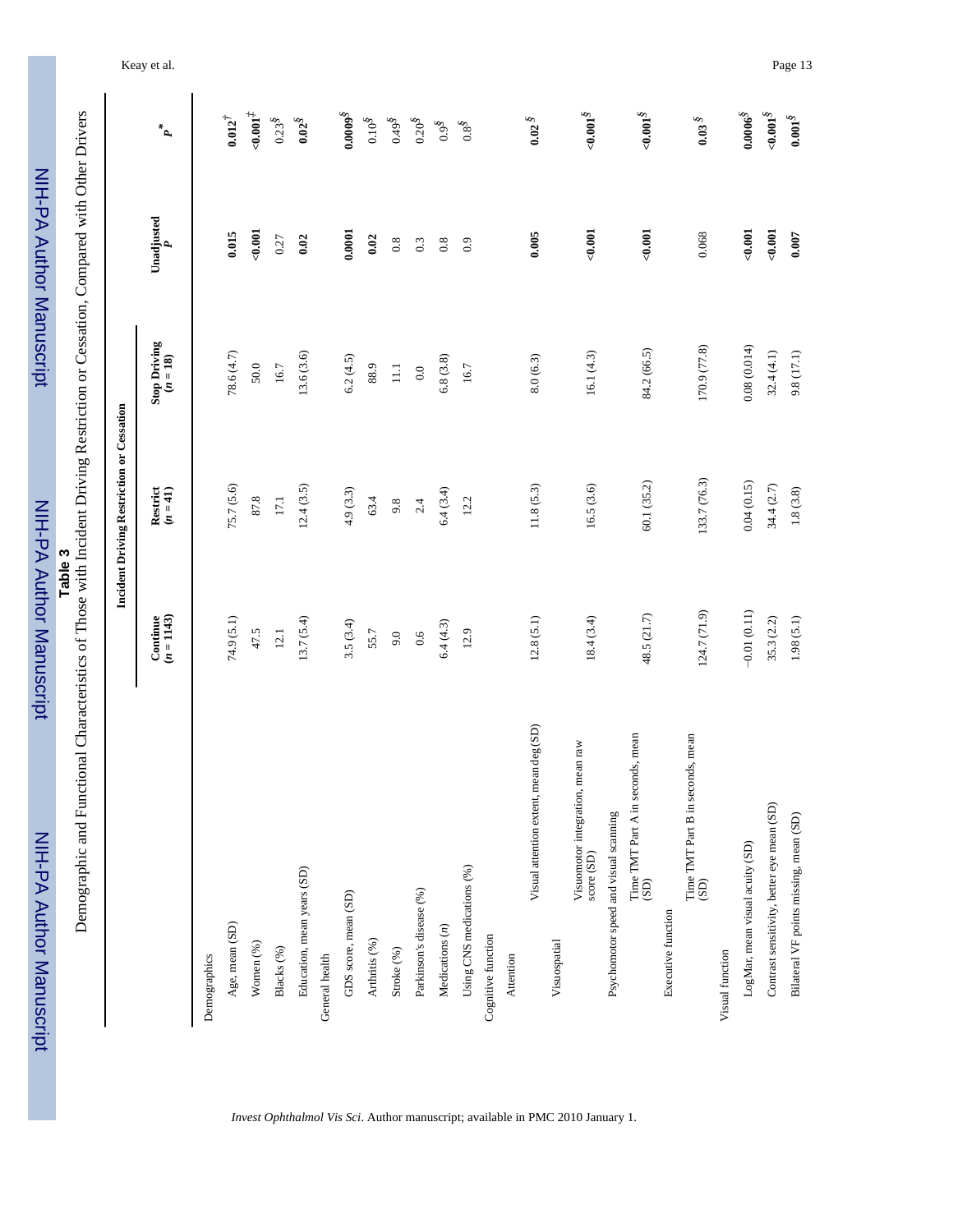**Table 3**

Demographic and Functional Characteristics of Those with Incident Driving Restriction or Cessation, Compared with Other Drivers

| | Incident Driving Restriction or Cessation | | | | |
|---|---|---|---|---|---|
| | Continue ($n$ = 1143) | Restrict ($n$ = 41) | Stop Driving ($n$ = 18) | Unadjusted $P$ | $P^{*}$ |
| Demographics | | | | | |
| Age, mean (SD) | 74.9 (5.1) | 75.7 (5.6) | 78.6 (4.7) | **0.015** | **0.012**[†] |
| Women (%) | 47.5 | 87.8 | 50.0 | **<0.001** | **<0.001**[‡] |
| Blacks (%) | 12.1 | 17.1 | 16.7 | 0.27 | 0.23[§] |
| Education, mean years (SD) | 13.7 (5.4) | 12.4 (3.5) | 13.6 (3.6) | **0.02** | **0.02**[§] |
| General health | | | | | |
| GDS score, mean (SD) | 3.5 (3.4) | 4.9 (3.3) | 6.2 (4.5) | **0.0001** | **0.0009**[§] |
| Arthritis (%) | 55.7 | 63.4 | 88.9 | **0.02** | 0.10[§] |
| Stroke (%) | 9.0 | 9.8 | 11.1 | 0.8 | 0.49[§] |
| Parkinson's disease (%) | 0.6 | 2.4 | 0.0 | 0.3 | 0.20[§] |
| Medications ($n$) | 6.4 (4.3) | 6.4 (3.4) | 6.8 (3.8) | 0.8 | 0.9[§] |
| Using CNS medications (%) | 12.9 | 12.2 | 16.7 | 0.9 | 0.8[§] |
| Cognitive function | | | | | |
| Attention | | | | | |
| Visual attention extent, mean deg (SD) | 12.8 (5.1) | 11.8 (5.3) | 8.0 (6.3) | **0.005** | **0.02**[§] |
| Visuospatial | | | | | |
| Visuomotor integration, mean raw score (SD) | 18.4 (3.4) | 16.5 (3.6) | 16.1 (4.3) | **<0.001** | **<0.001**[§] |
| Psychomotor speed and visual scanning | | | | | |
| Time TMT Part A in seconds, mean (SD) | 48.5 (21.7) | 60.1 (35.2) | 84.2 (66.5) | **<0.001** | **<0.001**[§] |
| Executive function | | | | | |
| Time TMT Part B in seconds, mean (SD) | 124.7 (71.9) | 133.7 (76.3) | 170.9 (77.8) | 0.068 | **0.03**[§] |
| Visual function | | | | | |
| LogMar, mean visual acuity (SD) | −0.01 (0.11) | 0.04 (0.15) | 0.08 (0.014) | **<0.001** | **0.0006**[§] |
| Contrast sensitivity, better eye mean (SD) | 35.3 (2.2) | 34.4 (2.7) | 32.4 (4.1) | **<0.001** | **<0.001**[§] |
| Bilateral VF points missing, mean (SD) | 1.98 (5.1) | 1.8 (3.8) | 9.8 (17.1) | **0.007** | **0.001**[§] |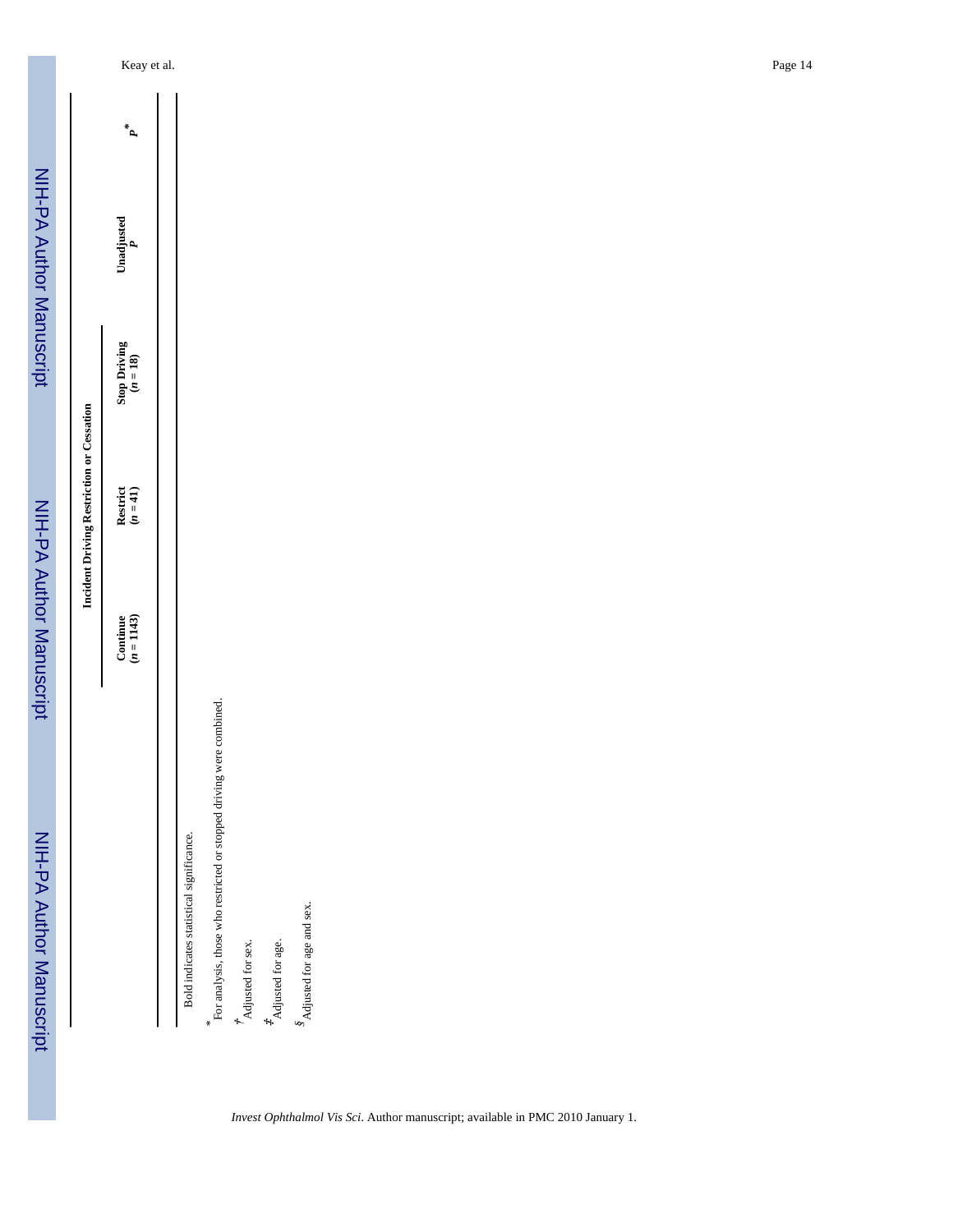| | Incident Driving Restriction or Cessation | | | | |
|---|---|---|---|---|---|
| | Continue ($n$ = 1143) | Restrict ($n$ = 41) | Stop Driving ($n$ = 18) | Unadjusted P | P* |

Bold indicates statistical significance.

*For analysis, those who restricted or stopped driving were combined.

†Adjusted for sex.

‡Adjusted for age.

§Adjusted for age and sex.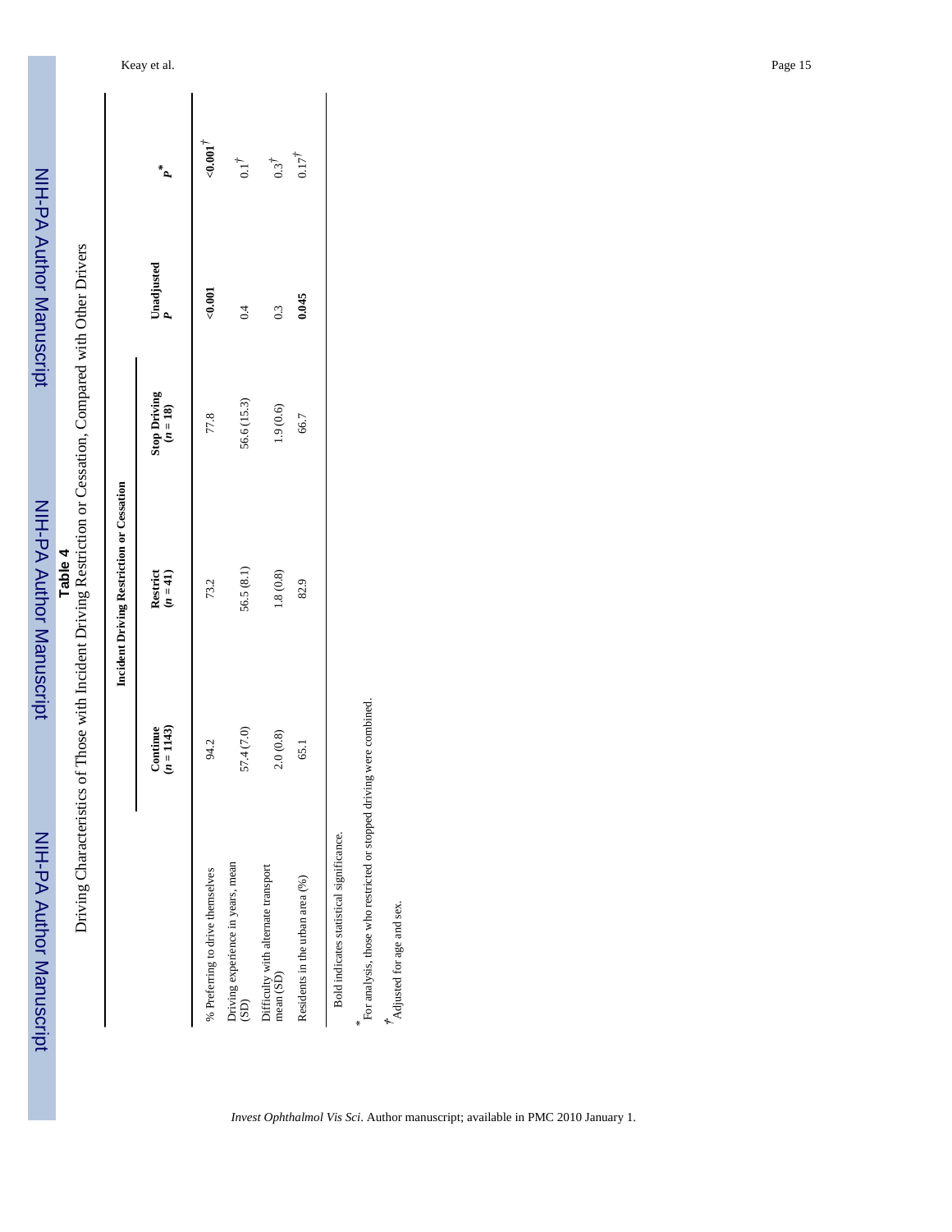**Table 4**

Driving Characteristics of Those with Incident Driving Restriction or Cessation, Compared with Other Drivers

| | Incident Driving Restriction or Cessation | | | | |
|---|---|---|---|---|---|
| | Continue ($n$ = 1143) | Restrict ($n$ = 41) | Stop Driving ($n$ = 18) | Unadjusted $P$ | $P$* |
| % Preferring to drive themselves | 94.2 | 73.2 | 77.8 | **<0.001** | **<0.001**† |
| Driving experience in years, mean (SD) | 57.4 (7.0) | 56.5 (8.1) | 56.6 (15.3) | 0.4 | 0.1† |
| Difficulty with alternate transport mean (SD) | 2.0 (0.8) | 1.8 (0.8) | 1.9 (0.6) | 0.3 | 0.3† |
| Residents in the urban area (%) | 65.1 | 82.9 | 66.7 | **0.045** | 0.17† |

Bold indicates statistical significance.

*For analysis, those who restricted or stopped driving were combined.

†Adjusted for age and sex.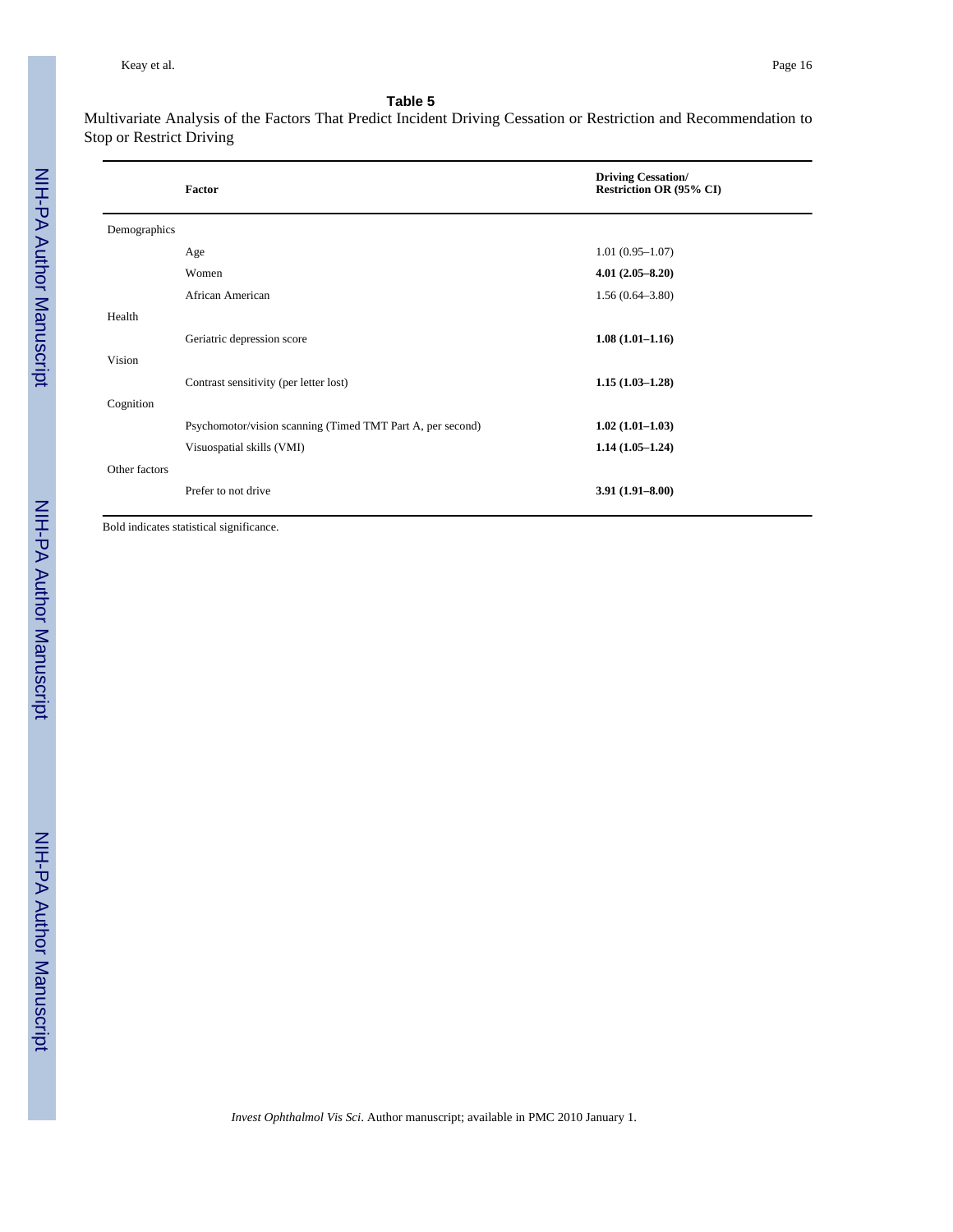**Table 5**

Multivariate Analysis of the Factors That Predict Incident Driving Cessation or Restriction and Recommendation to Stop or Restrict Driving

| | Factor | Driving Cessation/ Restriction OR (95% CI) |
|---|---|---|
| Demographics | | |
| | Age | 1.01 (0.95–1.07) |
| | Women | **4.01 (2.05–8.20)** |
| | African American | 1.56 (0.64–3.80) |
| Health | | |
| | Geriatric depression score | **1.08 (1.01–1.16)** |
| Vision | | |
| | Contrast sensitivity (per letter lost) | **1.15 (1.03–1.28)** |
| Cognition | | |
| | Psychomotor/vision scanning (Timed TMT Part A, per second) | **1.02 (1.01–1.03)** |
| | Visuospatial skills (VMI) | **1.14 (1.05–1.24)** |
| Other factors | | |
| | Prefer to not drive | **3.91 (1.91–8.00)** |

Bold indicates statistical significance.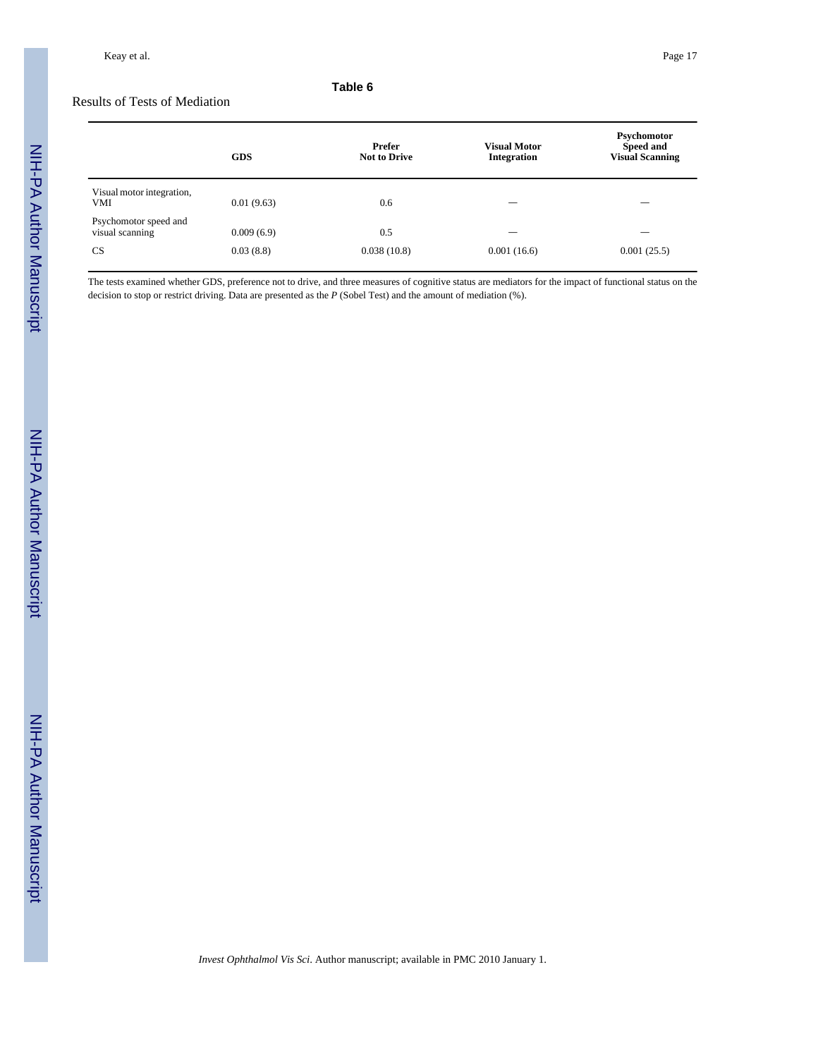**Table 6**

Results of Tests of Mediation

| | GDS | Prefer Not to Drive | Visual Motor Integration | Psychomotor Speed and Visual Scanning |
|---|---|---|---|---|
| Visual motor integration, VMI | 0.01 (9.63) | 0.6 | — | — |
| Psychomotor speed and visual scanning | 0.009 (6.9) | 0.5 | — | — |
| CS | 0.03 (8.8) | 0.038 (10.8) | 0.001 (16.6) | 0.001 (25.5) |

The tests examined whether GDS, preference not to drive, and three measures of cognitive status are mediators for the impact of functional status on the decision to stop or restrict driving. Data are presented as the *P* (Sobel Test) and the amount of mediation (%).